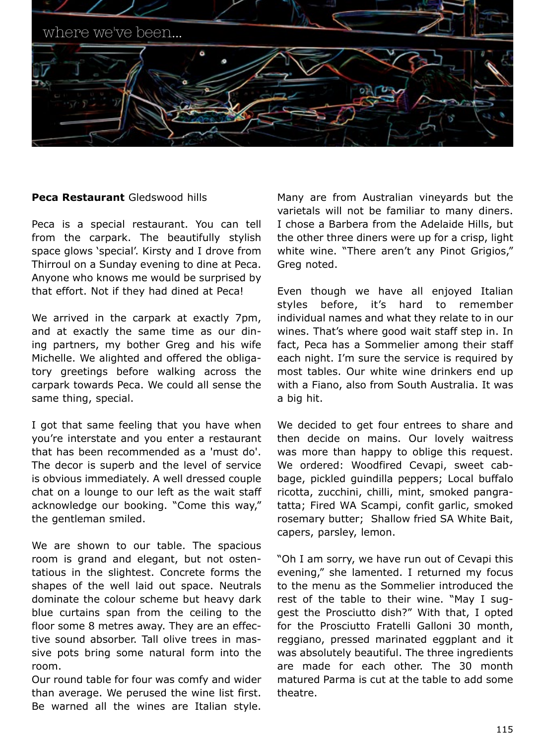where we've been...

**Peca Restaurant** Gledswood hills

Peca is a special restaurant. You can tell from the carpark. The beautifully stylish space glows 'special'. Kirsty and I drove from Thirroul on a Sunday evening to dine at Peca. Anyone who knows me would be surprised by that effort. Not if they had dined at Peca!

We arrived in the carpark at exactly 7pm, and at exactly the same time as our dining partners, my bother Greg and his wife Michelle. We alighted and offered the obligatory greetings before walking across the carpark towards Peca. We could all sense the same thing, special.

I got that same feeling that you have when you're interstate and you enter a restaurant that has been recommended as a 'must do'. The decor is superb and the level of service is obvious immediately. A well dressed couple chat on a lounge to our left as the wait staff acknowledge our booking. "Come this way," the gentleman smiled.

We are shown to our table. The spacious room is grand and elegant, but not ostentatious in the slightest. Concrete forms the shapes of the well laid out space. Neutrals dominate the colour scheme but heavy dark blue curtains span from the ceiling to the floor some 8 metres away. They are an effective sound absorber. Tall olive trees in massive pots bring some natural form into the room.

Our round table for four was comfy and wider than average. We perused the wine list first. Be warned all the wines are Italian style. Many are from Australian vineyards but the varietals will not be familiar to many diners. I chose a Barbera from the Adelaide Hills, but the other three diners were up for a crisp, light white wine. "There aren't any Pinot Grigios," Greg noted.

Even though we have all enjoyed Italian styles before, it's hard to remember individual names and what they relate to in our wines. That's where good wait staff step in. In fact, Peca has a Sommelier among their staff each night. I'm sure the service is required by most tables. Our white wine drinkers end up with a Fiano, also from South Australia. It was a big hit.

We decided to get four entrees to share and then decide on mains. Our lovely waitress was more than happy to oblige this request. We ordered: Woodfired Cevapi, sweet cabbage, pickled guindilla peppers; Local buffalo ricotta, zucchini, chilli, mint, smoked pangratatta; Fired WA Scampi, confit garlic, smoked rosemary butter; Shallow fried SA White Bait, capers, parsley, lemon.

"Oh I am sorry, we have run out of Cevapi this evening," she lamented. I returned my focus to the menu as the Sommelier introduced the rest of the table to their wine. "May I suggest the Prosciutto dish?" With that, I opted for the Prosciutto Fratelli Galloni 30 month, reggiano, pressed marinated eggplant and it was absolutely beautiful. The three ingredients are made for each other. The 30 month matured Parma is cut at the table to add some theatre.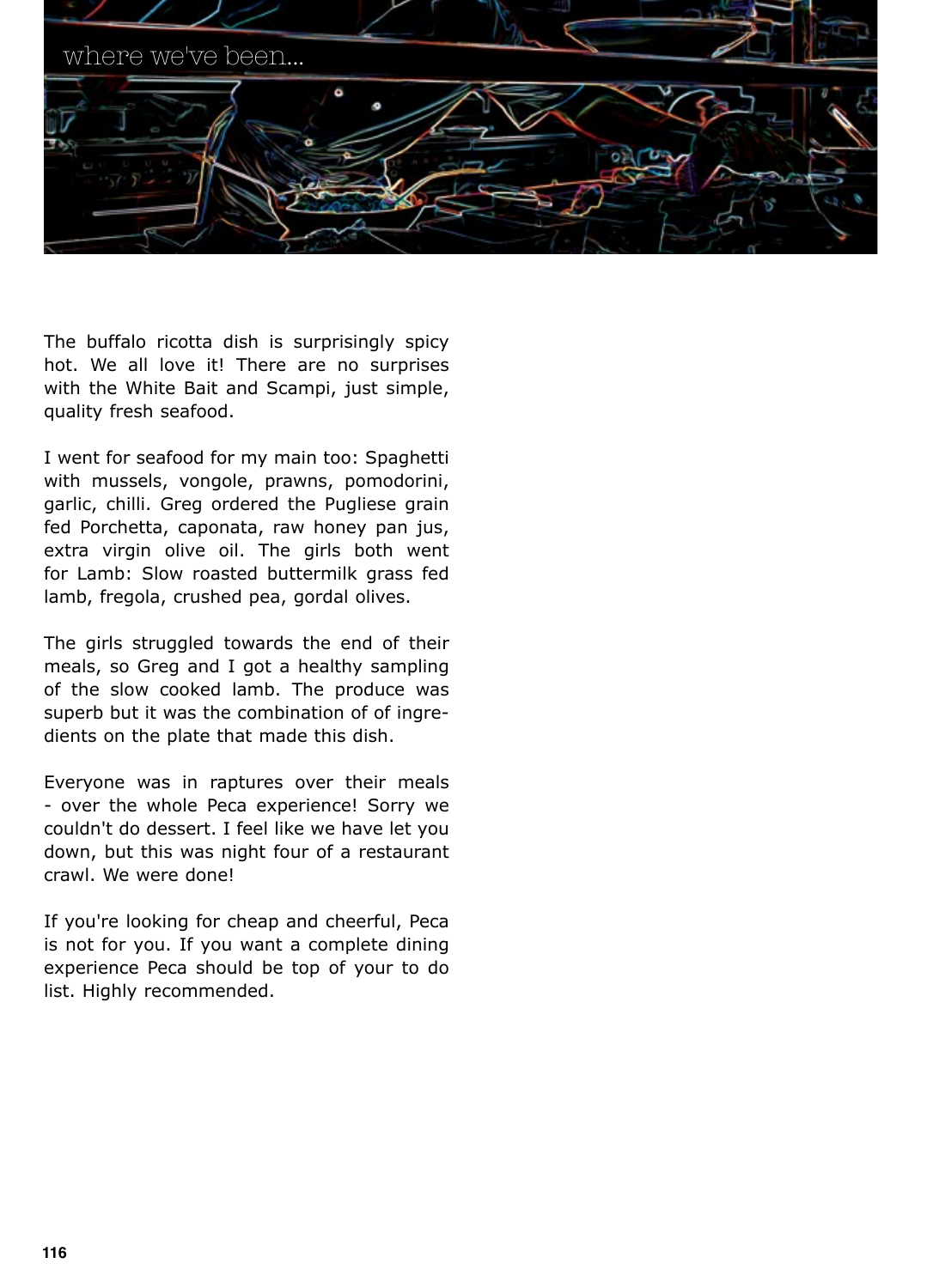where we've been...

The buffalo ricotta dish is surprisingly spicy hot. We all love it! There are no surprises with the White Bait and Scampi, just simple, quality fresh seafood.

I went for seafood for my main too: Spaghetti with mussels, vongole, prawns, pomodorini, garlic, chilli. Greg ordered the Pugliese grain fed Porchetta, caponata, raw honey pan jus, extra virgin olive oil. The girls both went for Lamb: Slow roasted buttermilk grass fed lamb, fregola, crushed pea, gordal olives.

The girls struggled towards the end of their meals, so Greg and I got a healthy sampling of the slow cooked lamb. The produce was superb but it was the combination of of ingredients on the plate that made this dish.

Everyone was in raptures over their meals - over the whole Peca experience! Sorry we couldn't do dessert. I feel like we have let you down, but this was night four of a restaurant crawl. We were done!

If you're looking for cheap and cheerful, Peca is not for you. If you want a complete dining experience Peca should be top of your to do list. Highly recommended.